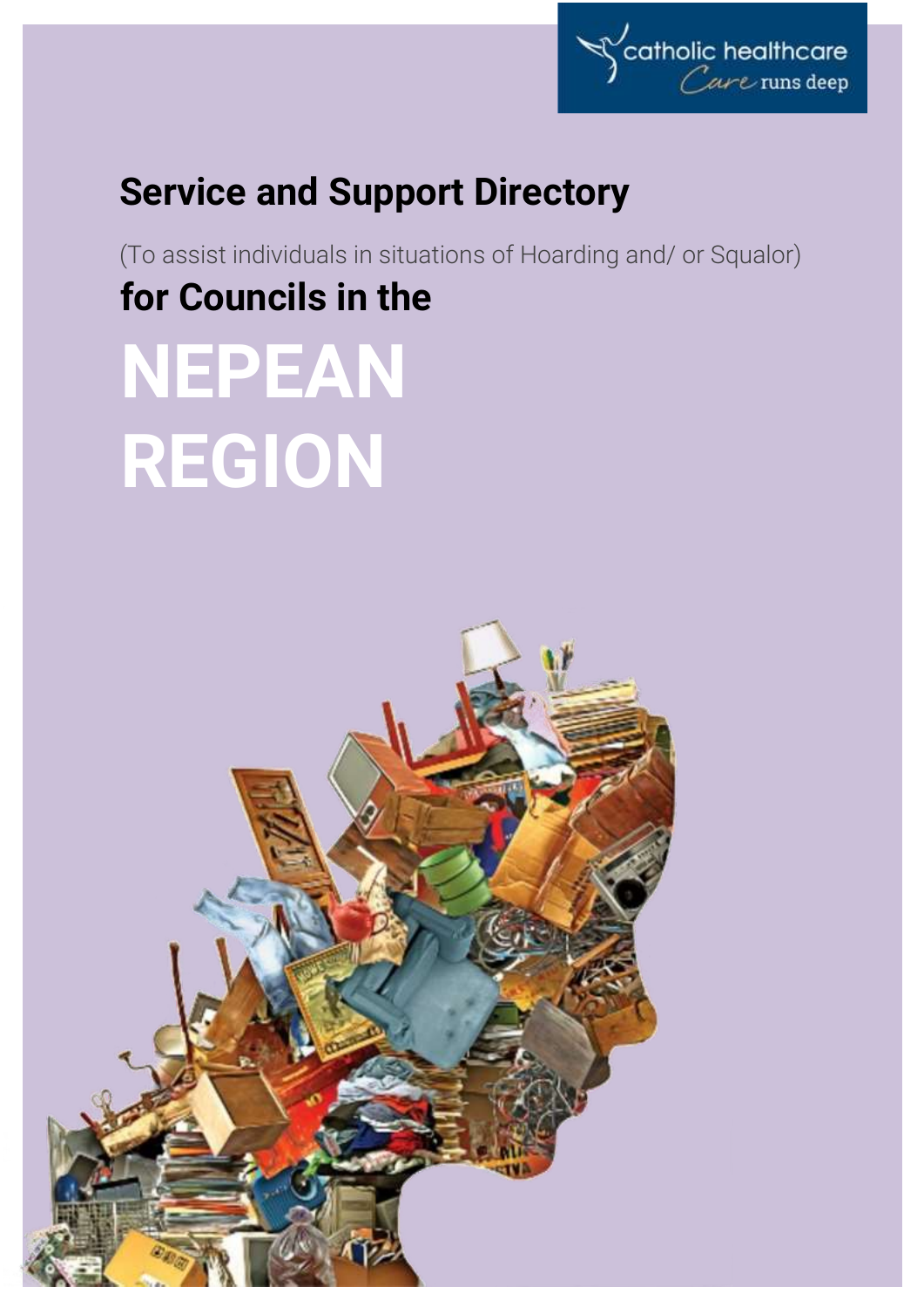catholic healthcare
*Care* runs deep

# Service and Support Directory

(To assist individuals in situations of Hoarding and/ or Squalor)

## for Councils in the

# NEPEAN REGION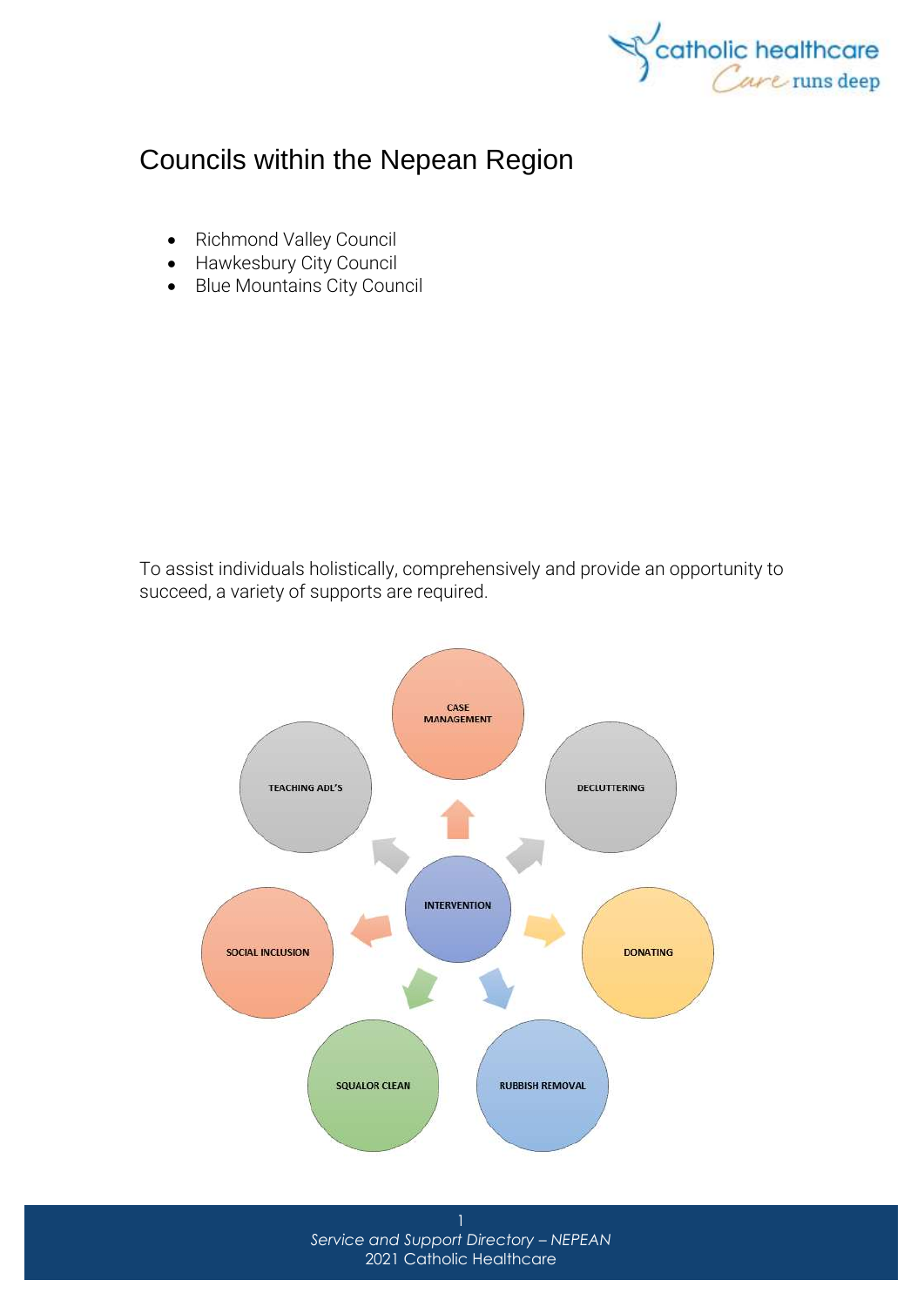# Councils within the Nepean Region

- Richmond Valley Council
- Hawkesbury City Council
- Blue Mountains City Council

To assist individuals holistically, comprehensively and provide an opportunity to succeed, a variety of supports are required.

INTERVENTION

CASE MANAGEMENT

DECLUTTERING

DONATING

RUBBISH REMOVAL

SQUALOR CLEAN

SOCIAL INCLUSION

TEACHING ADL'S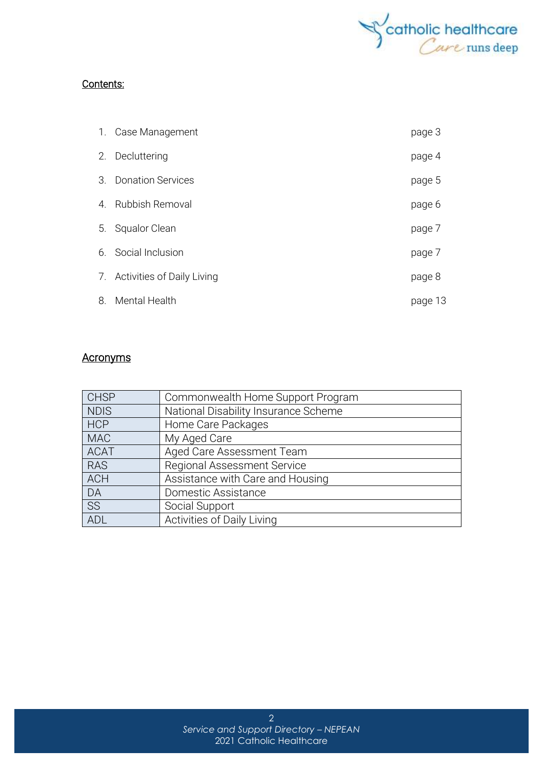## Contents:

1. Case Management — page 3
2. Decluttering — page 4
3. Donation Services — page 5
4. Rubbish Removal — page 6
5. Squalor Clean — page 7
6. Social Inclusion — page 7
7. Activities of Daily Living — page 8
8. Mental Health — page 13

## Acronyms

| CHSP | Commonwealth Home Support Program |
|---|---|
| NDIS | National Disability Insurance Scheme |
| HCP | Home Care Packages |
| MAC | My Aged Care |
| ACAT | Aged Care Assessment Team |
| RAS | Regional Assessment Service |
| ACH | Assistance with Care and Housing |
| DA | Domestic Assistance |
| SS | Social Support |
| ADL | Activities of Daily Living |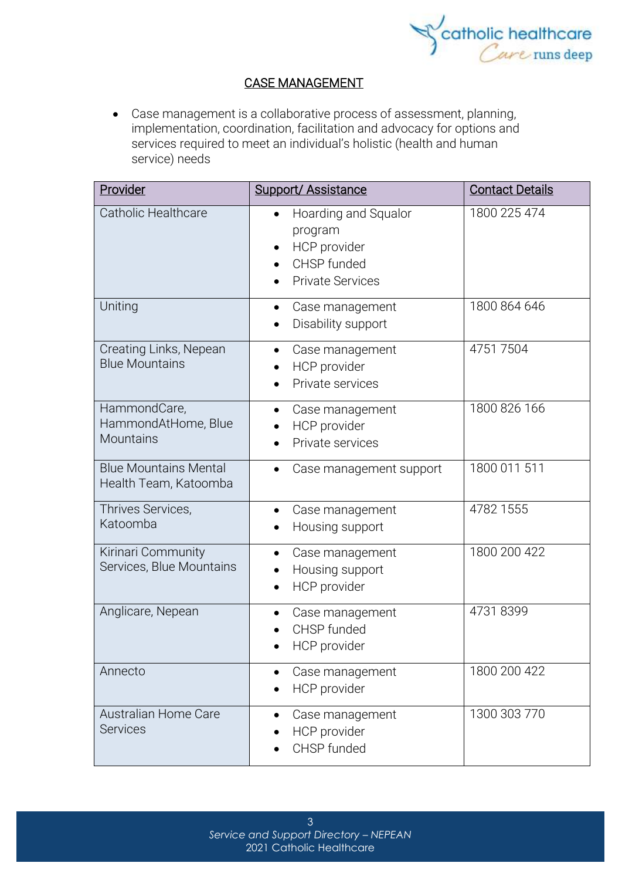## CASE MANAGEMENT

- Case management is a collaborative process of assessment, planning, implementation, coordination, facilitation and advocacy for options and services required to meet an individual's holistic (health and human service) needs

| Provider | Support/ Assistance | Contact Details |
|---|---|---|
| Catholic Healthcare | • Hoarding and Squalor program<br>• HCP provider<br>• CHSP funded<br>• Private Services | 1800 225 474 |
| Uniting | • Case management<br>• Disability support | 1800 864 646 |
| Creating Links, Nepean Blue Mountains | • Case management<br>• HCP provider<br>• Private services | 4751 7504 |
| HammondCare, HammondAtHome, Blue Mountains | • Case management<br>• HCP provider<br>• Private services | 1800 826 166 |
| Blue Mountains Mental Health Team, Katoomba | • Case management support | 1800 011 511 |
| Thrives Services, Katoomba | • Case management<br>• Housing support | 4782 1555 |
| Kirinari Community Services, Blue Mountains | • Case management<br>• Housing support<br>• HCP provider | 1800 200 422 |
| Anglicare, Nepean | • Case management<br>• CHSP funded<br>• HCP provider | 4731 8399 |
| Annecto | • Case management<br>• HCP provider | 1800 200 422 |
| Australian Home Care Services | • Case management<br>• HCP provider<br>• CHSP funded | 1300 303 770 |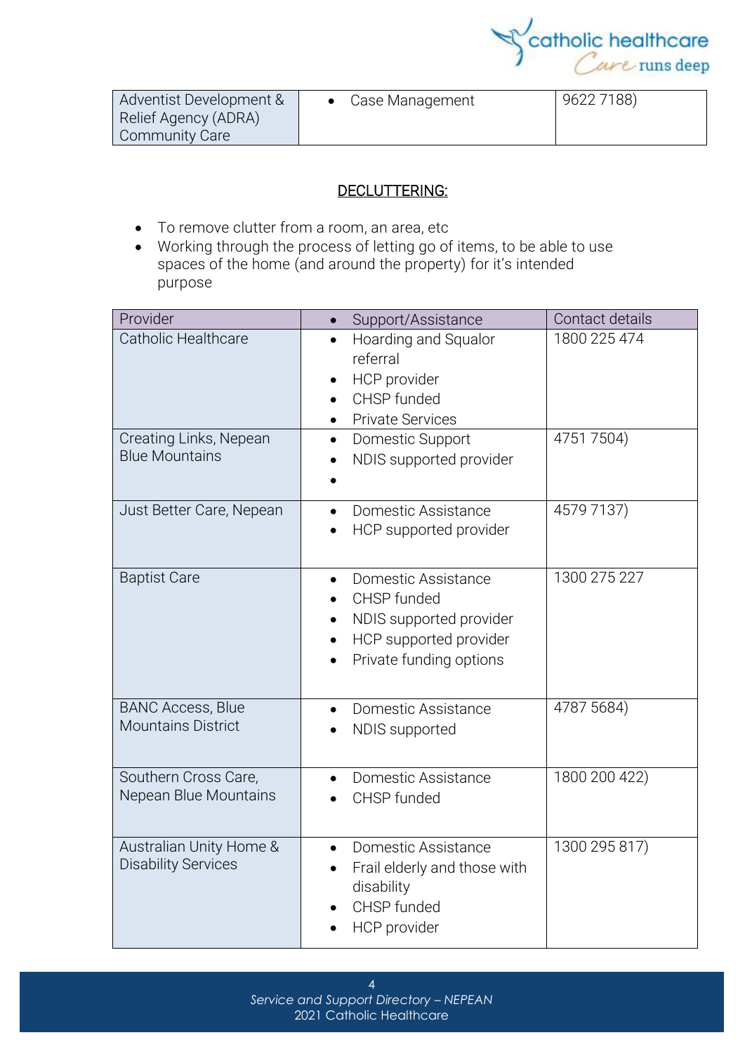| | | |
|---|---|---|
| Adventist Development & Relief Agency (ADRA) Community Care | • Case Management | 9622 7188) |

## DECLUTTERING:

- To remove clutter from a room, an area, etc
- Working through the process of letting go of items, to be able to use spaces of the home (and around the property) for it's intended purpose

| Provider | • Support/Assistance | Contact details |
|---|---|---|
| Catholic Healthcare | • Hoarding and Squalor referral<br>• HCP provider<br>• CHSP funded<br>• Private Services | 1800 225 474 |
| Creating Links, Nepean Blue Mountains | • Domestic Support<br>• NDIS supported provider<br>• | 4751 7504) |
| Just Better Care, Nepean | • Domestic Assistance<br>• HCP supported provider | 4579 7137) |
| Baptist Care | • Domestic Assistance<br>• CHSP funded<br>• NDIS supported provider<br>• HCP supported provider<br>• Private funding options | 1300 275 227 |
| BANC Access, Blue Mountains District | • Domestic Assistance<br>• NDIS supported | 4787 5684) |
| Southern Cross Care, Nepean Blue Mountains | • Domestic Assistance<br>• CHSP funded | 1800 200 422) |
| Australian Unity Home & Disability Services | • Domestic Assistance<br>• Frail elderly and those with disability<br>• CHSP funded<br>• HCP provider | 1300 295 817) |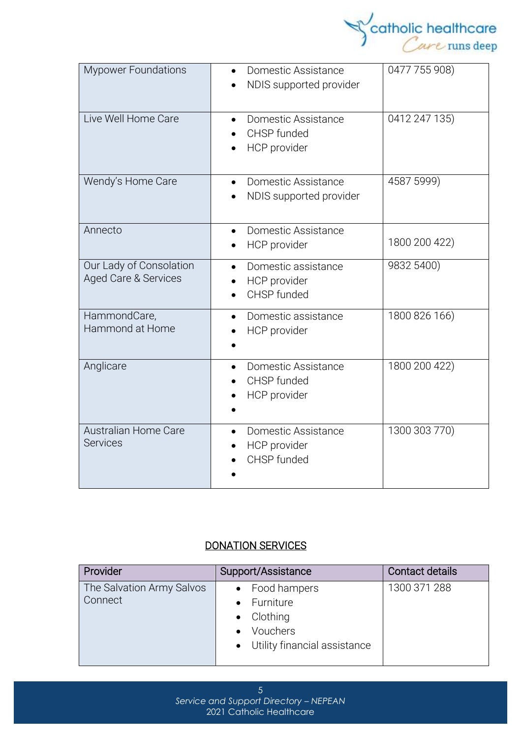| | | |
|---|---|---|
| Mypower Foundations | • Domestic Assistance<br>• NDIS supported provider | 0477 755 908) |
| Live Well Home Care | • Domestic Assistance<br>• CHSP funded<br>• HCP provider | 0412 247 135) |
| Wendy's Home Care | • Domestic Assistance<br>• NDIS supported provider | 4587 5999) |
| Annecto | • Domestic Assistance<br>• HCP provider | 1800 200 422) |
| Our Lady of Consolation Aged Care & Services | • Domestic assistance<br>• HCP provider<br>• CHSP funded | 9832 5400) |
| HammondCare, Hammond at Home | • Domestic assistance<br>• HCP provider<br>• | 1800 826 166) |
| Anglicare | • Domestic Assistance<br>• CHSP funded<br>• HCP provider<br>• | 1800 200 422) |
| Australian Home Care Services | • Domestic Assistance<br>• HCP provider<br>• CHSP funded<br>• | 1300 303 770) |

## DONATION SERVICES

| Provider | Support/Assistance | Contact details |
|---|---|---|
| The Salvation Army Salvos Connect | • Food hampers<br>• Furniture<br>• Clothing<br>• Vouchers<br>• Utility financial assistance | 1300 371 288 |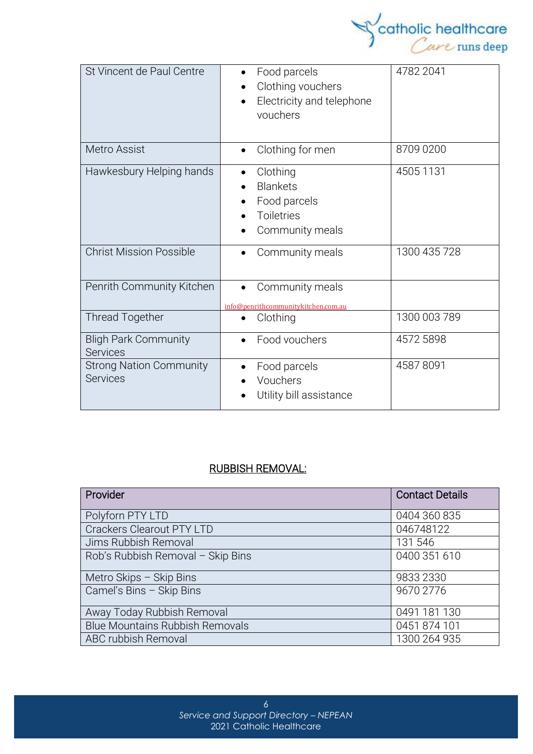| | | |
|---|---|---|
| St Vincent de Paul Centre | • Food parcels<br>• Clothing vouchers<br>• Electricity and telephone vouchers | 4782 2041 |
| Metro Assist | • Clothing for men | 8709 0200 |
| Hawkesbury Helping hands | • Clothing<br>• Blankets<br>• Food parcels<br>• Toiletries<br>• Community meals | 4505 1131 |
| Christ Mission Possible | • Community meals | 1300 435 728 |
| Penrith Community Kitchen | • Community meals<br>info@penrithcommunitykitchen.com.au | |
| Thread Together | • Clothing | 1300 003 789 |
| Bligh Park Community Services | • Food vouchers | 4572 5898 |
| Strong Nation Community Services | • Food parcels<br>• Vouchers<br>• Utility bill assistance | 4587 8091 |

## RUBBISH REMOVAL:

| Provider | Contact Details |
|---|---|
| Polyforn PTY LTD | 0404 360 835 |
| Crackers Clearout PTY LTD | 046748122 |
| Jims Rubbish Removal | 131 546 |
| Rob's Rubbish Removal – Skip Bins | 0400 351 610 |
| Metro Skips – Skip Bins | 9833 2330 |
| Camel's Bins – Skip Bins | 9670 2776 |
| Away Today Rubbish Removal | 0491 181 130 |
| Blue Mountains Rubbish Removals | 0451 874 101 |
| ABC rubbish Removal | 1300 264 935 |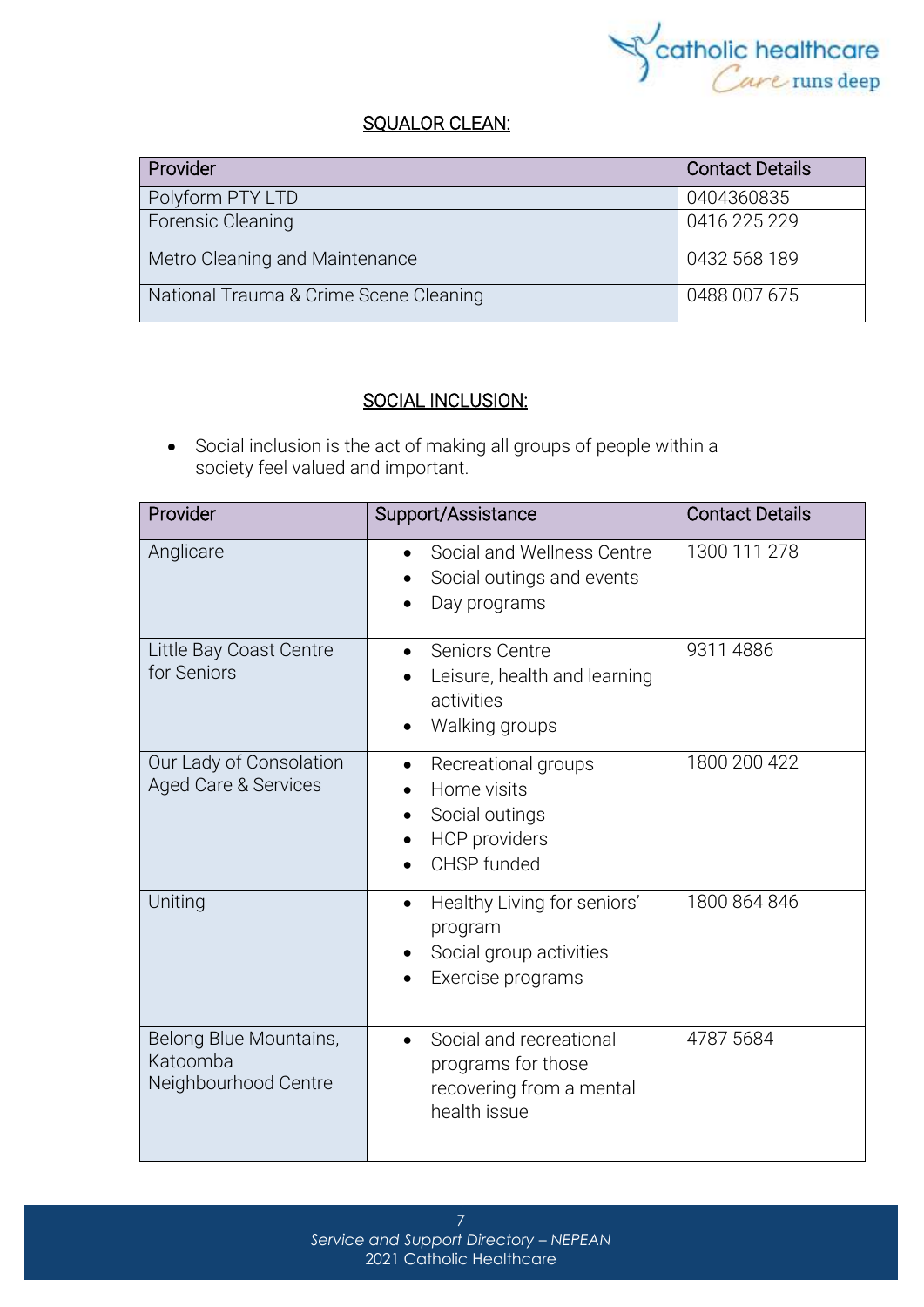## SQUALOR CLEAN:

| Provider | Contact Details |
|---|---|
| Polyform PTY LTD | 0404360835 |
| Forensic Cleaning | 0416 225 229 |
| Metro Cleaning and Maintenance | 0432 568 189 |
| National Trauma & Crime Scene Cleaning | 0488 007 675 |

## SOCIAL INCLUSION:

- Social inclusion is the act of making all groups of people within a society feel valued and important.

| Provider | Support/Assistance | Contact Details |
|---|---|---|
| Anglicare | • Social and Wellness Centre<br>• Social outings and events<br>• Day programs | 1300 111 278 |
| Little Bay Coast Centre for Seniors | • Seniors Centre<br>• Leisure, health and learning activities<br>• Walking groups | 9311 4886 |
| Our Lady of Consolation Aged Care & Services | • Recreational groups<br>• Home visits<br>• Social outings<br>• HCP providers<br>• CHSP funded | 1800 200 422 |
| Uniting | • Healthy Living for seniors' program<br>• Social group activities<br>• Exercise programs | 1800 864 846 |
| Belong Blue Mountains, Katoomba Neighbourhood Centre | • Social and recreational programs for those recovering from a mental health issue | 4787 5684 |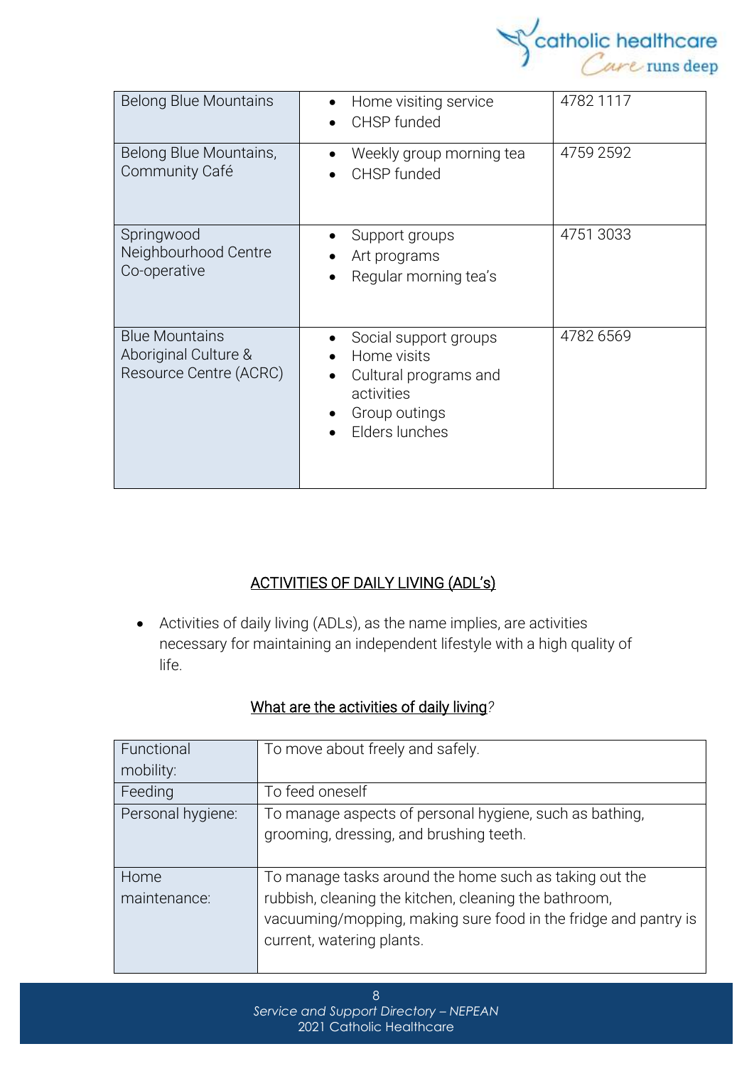| | | |
|---|---|---|
| Belong Blue Mountains | • Home visiting service<br>• CHSP funded | 4782 1117 |
| Belong Blue Mountains, Community Café | • Weekly group morning tea<br>• CHSP funded | 4759 2592 |
| Springwood Neighbourhood Centre Co-operative | • Support groups<br>• Art programs<br>• Regular morning tea's | 4751 3033 |
| Blue Mountains Aboriginal Culture & Resource Centre (ACRC) | • Social support groups<br>• Home visits<br>• Cultural programs and activities<br>• Group outings<br>• Elders lunches | 4782 6569 |

## ACTIVITIES OF DAILY LIVING (ADL's)

- Activities of daily living (ADLs), as the name implies, are activities necessary for maintaining an independent lifestyle with a high quality of life.

### What are the activities of daily living?

| | |
|---|---|
| Functional mobility: | To move about freely and safely. |
| Feeding | To feed oneself |
| Personal hygiene: | To manage aspects of personal hygiene, such as bathing, grooming, dressing, and brushing teeth. |
| Home maintenance: | To manage tasks around the home such as taking out the rubbish, cleaning the kitchen, cleaning the bathroom, vacuuming/mopping, making sure food in the fridge and pantry is current, watering plants. |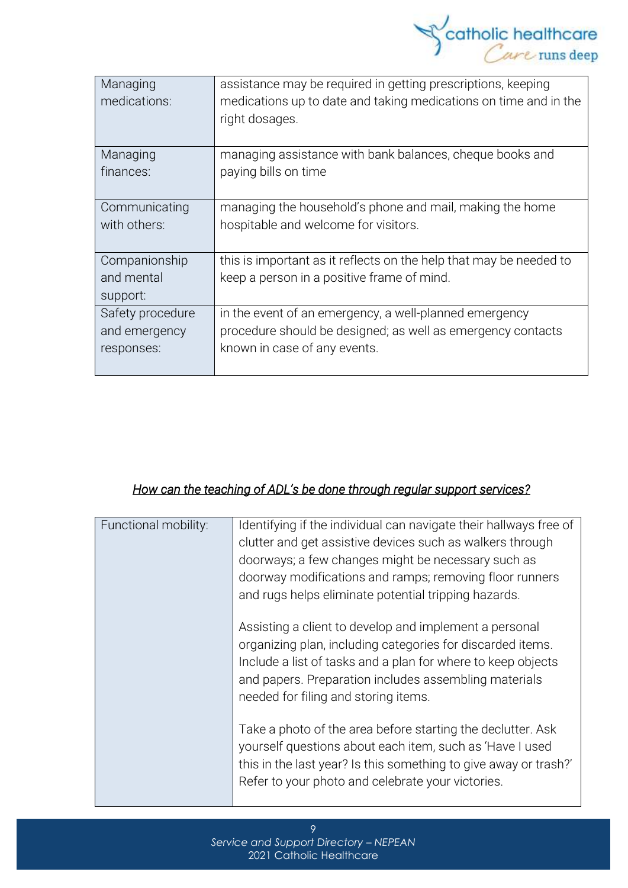| Managing medications: | assistance may be required in getting prescriptions, keeping medications up to date and taking medications on time and in the right dosages. |
|---|---|
| Managing finances: | managing assistance with bank balances, cheque books and paying bills on time |
| Communicating with others: | managing the household's phone and mail, making the home hospitable and welcome for visitors. |
| Companionship and mental support: | this is important as it reflects on the help that may be needed to keep a person in a positive frame of mind. |
| Safety procedure and emergency responses: | in the event of an emergency, a well-planned emergency procedure should be designed; as well as emergency contacts known in case of any events. |

*<u>How can the teaching of ADL's be done through regular support services?</u>*

| Functional mobility: | Identifying if the individual can navigate their hallways free of clutter and get assistive devices such as walkers through doorways; a few changes might be necessary such as doorway modifications and ramps; removing floor runners and rugs helps eliminate potential tripping hazards.<br><br>Assisting a client to develop and implement a personal organizing plan, including categories for discarded items. Include a list of tasks and a plan for where to keep objects and papers. Preparation includes assembling materials needed for filing and storing items.<br><br>Take a photo of the area before starting the declutter. Ask yourself questions about each item, such as 'Have I used this in the last year? Is this something to give away or trash?' Refer to your photo and celebrate your victories. |
|---|---|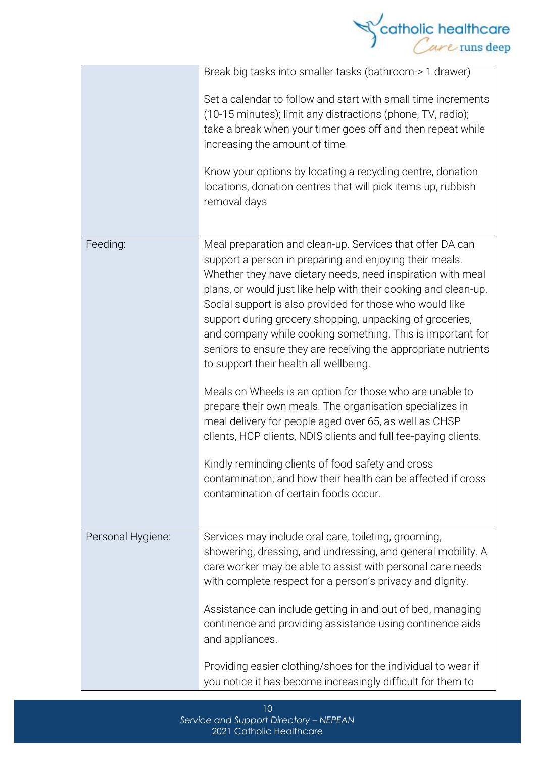| | |
|---|---|
| | Break big tasks into smaller tasks (bathroom-> 1 drawer)<br><br>Set a calendar to follow and start with small time increments (10-15 minutes); limit any distractions (phone, TV, radio); take a break when your timer goes off and then repeat while increasing the amount of time<br><br>Know your options by locating a recycling centre, donation locations, donation centres that will pick items up, rubbish removal days |
| Feeding: | Meal preparation and clean-up. Services that offer DA can support a person in preparing and enjoying their meals. Whether they have dietary needs, need inspiration with meal plans, or would just like help with their cooking and clean-up. Social support is also provided for those who would like support during grocery shopping, unpacking of groceries, and company while cooking something. This is important for seniors to ensure they are receiving the appropriate nutrients to support their health all wellbeing.<br><br>Meals on Wheels is an option for those who are unable to prepare their own meals. The organisation specializes in meal delivery for people aged over 65, as well as CHSP clients, HCP clients, NDIS clients and full fee-paying clients.<br><br>Kindly reminding clients of food safety and cross contamination; and how their health can be affected if cross contamination of certain foods occur. |
| Personal Hygiene: | Services may include oral care, toileting, grooming, showering, dressing, and undressing, and general mobility. A care worker may be able to assist with personal care needs with complete respect for a person's privacy and dignity.<br><br>Assistance can include getting in and out of bed, managing continence and providing assistance using continence aids and appliances.<br><br>Providing easier clothing/shoes for the individual to wear if you notice it has become increasingly difficult for them to |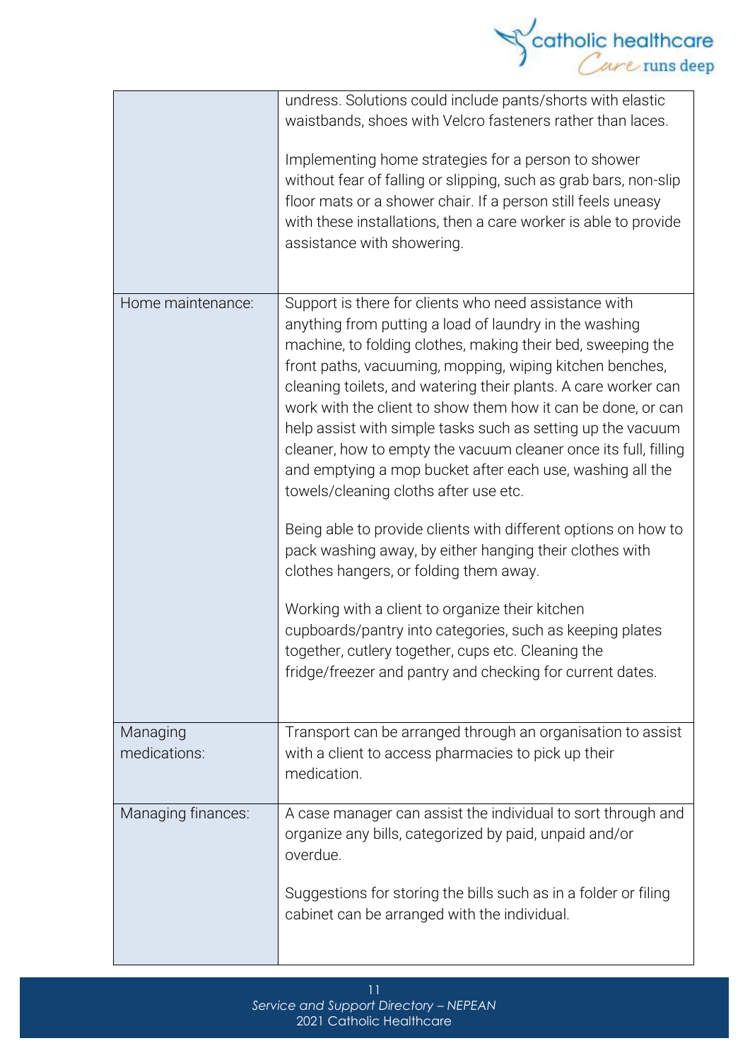|  |  |
|---|---|
|  | undress. Solutions could include pants/shorts with elastic waistbands, shoes with Velcro fasteners rather than laces.<br><br>Implementing home strategies for a person to shower without fear of falling or slipping, such as grab bars, non-slip floor mats or a shower chair. If a person still feels uneasy with these installations, then a care worker is able to provide assistance with showering. |
| Home maintenance: | Support is there for clients who need assistance with anything from putting a load of laundry in the washing machine, to folding clothes, making their bed, sweeping the front paths, vacuuming, mopping, wiping kitchen benches, cleaning toilets, and watering their plants. A care worker can work with the client to show them how it can be done, or can help assist with simple tasks such as setting up the vacuum cleaner, how to empty the vacuum cleaner once its full, filling and emptying a mop bucket after each use, washing all the towels/cleaning cloths after use etc.<br><br>Being able to provide clients with different options on how to pack washing away, by either hanging their clothes with clothes hangers, or folding them away.<br><br>Working with a client to organize their kitchen cupboards/pantry into categories, such as keeping plates together, cutlery together, cups etc. Cleaning the fridge/freezer and pantry and checking for current dates. |
| Managing medications: | Transport can be arranged through an organisation to assist with a client to access pharmacies to pick up their medication. |
| Managing finances: | A case manager can assist the individual to sort through and organize any bills, categorized by paid, unpaid and/or overdue.<br><br>Suggestions for storing the bills such as in a folder or filing cabinet can be arranged with the individual. |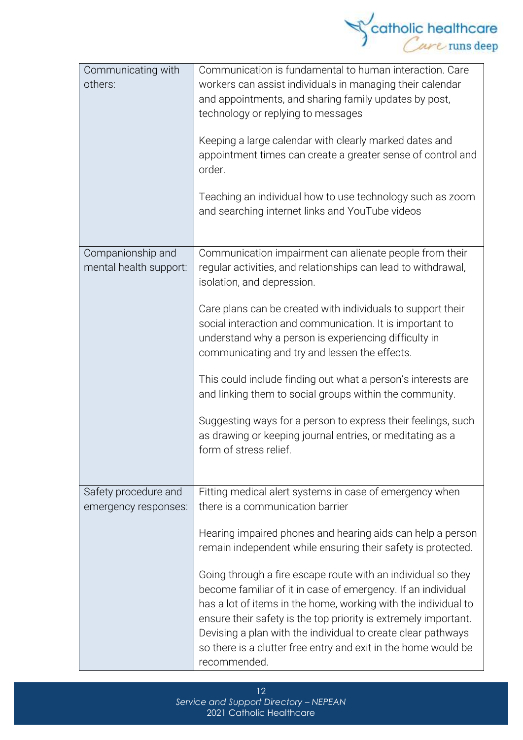| | |
|---|---|
| Communicating with others: | Communication is fundamental to human interaction. Care workers can assist individuals in managing their calendar and appointments, and sharing family updates by post, technology or replying to messages<br><br>Keeping a large calendar with clearly marked dates and appointment times can create a greater sense of control and order.<br><br>Teaching an individual how to use technology such as zoom and searching internet links and YouTube videos |
| Companionship and mental health support: | Communication impairment can alienate people from their regular activities, and relationships can lead to withdrawal, isolation, and depression.<br><br>Care plans can be created with individuals to support their social interaction and communication. It is important to understand why a person is experiencing difficulty in communicating and try and lessen the effects.<br><br>This could include finding out what a person's interests are and linking them to social groups within the community.<br><br>Suggesting ways for a person to express their feelings, such as drawing or keeping journal entries, or meditating as a form of stress relief. |
| Safety procedure and emergency responses: | Fitting medical alert systems in case of emergency when there is a communication barrier<br><br>Hearing impaired phones and hearing aids can help a person remain independent while ensuring their safety is protected.<br><br>Going through a fire escape route with an individual so they become familiar of it in case of emergency. If an individual has a lot of items in the home, working with the individual to ensure their safety is the top priority is extremely important. Devising a plan with the individual to create clear pathways so there is a clutter free entry and exit in the home would be recommended. |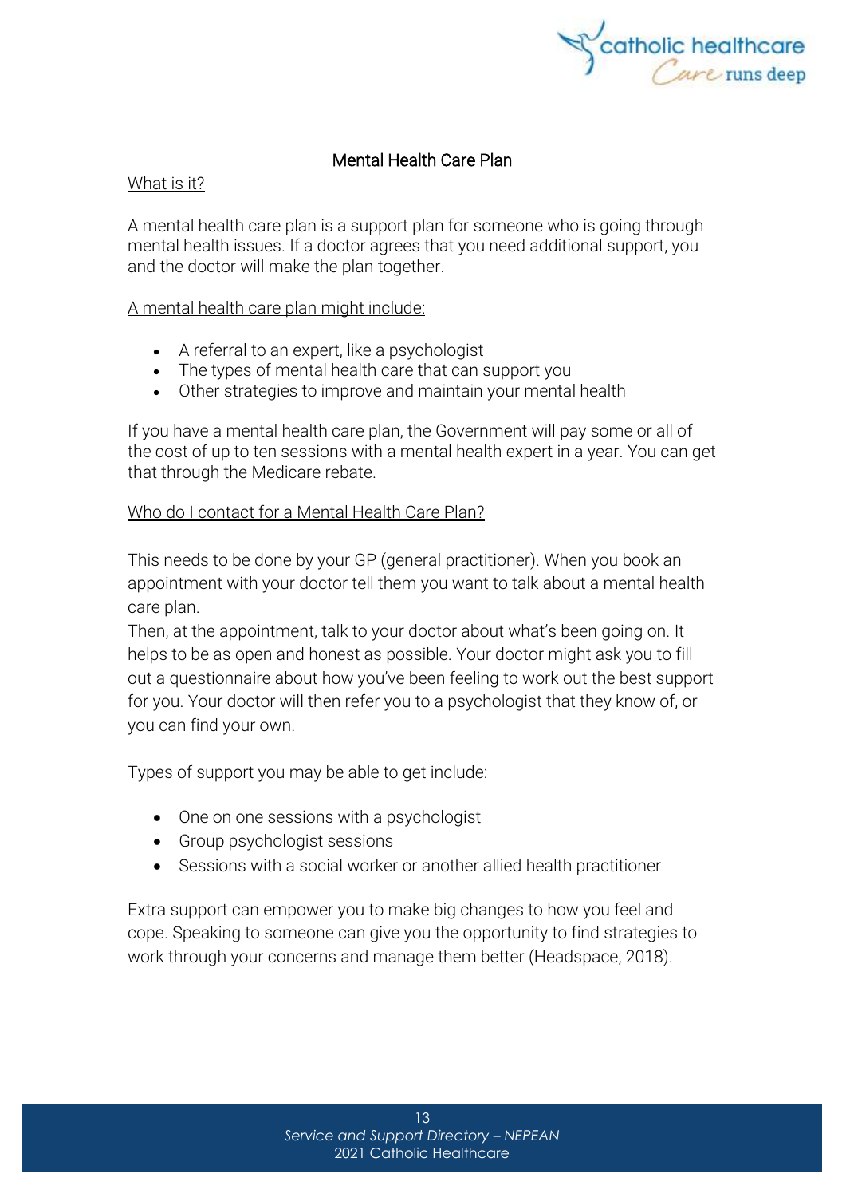## Mental Health Care Plan

### What is it?

A mental health care plan is a support plan for someone who is going through mental health issues. If a doctor agrees that you need additional support, you and the doctor will make the plan together.

A mental health care plan might include:

- A referral to an expert, like a psychologist
- The types of mental health care that can support you
- Other strategies to improve and maintain your mental health

If you have a mental health care plan, the Government will pay some or all of the cost of up to ten sessions with a mental health expert in a year. You can get that through the Medicare rebate.

### Who do I contact for a Mental Health Care Plan?

This needs to be done by your GP (general practitioner). When you book an appointment with your doctor tell them you want to talk about a mental health care plan.
Then, at the appointment, talk to your doctor about what's been going on. It helps to be as open and honest as possible. Your doctor might ask you to fill out a questionnaire about how you've been feeling to work out the best support for you. Your doctor will then refer you to a psychologist that they know of, or you can find your own.

Types of support you may be able to get include:

- One on one sessions with a psychologist
- Group psychologist sessions
- Sessions with a social worker or another allied health practitioner

Extra support can empower you to make big changes to how you feel and cope. Speaking to someone can give you the opportunity to find strategies to work through your concerns and manage them better (Headspace, 2018).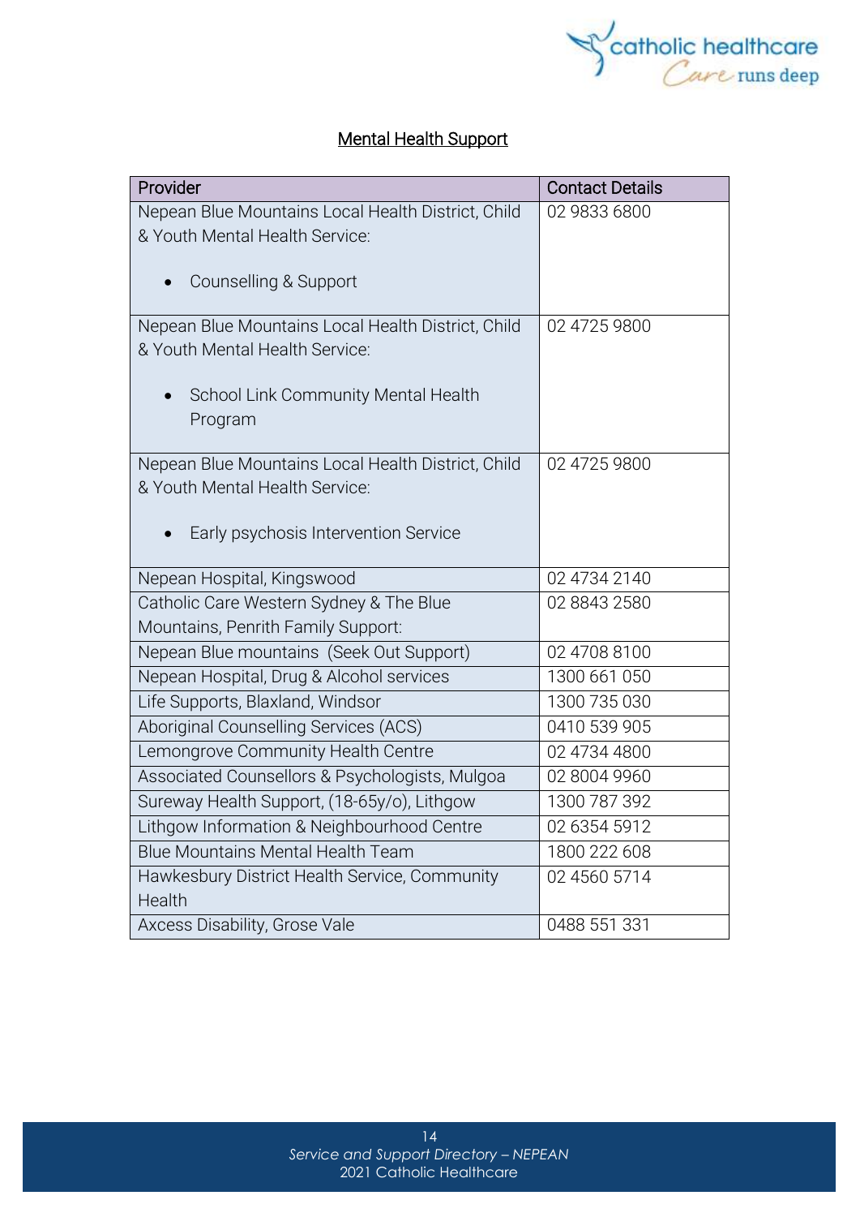## Mental Health Support

| Provider | Contact Details |
|---|---|
| Nepean Blue Mountains Local Health District, Child & Youth Mental Health Service:<br>• Counselling & Support | 02 9833 6800 |
| Nepean Blue Mountains Local Health District, Child & Youth Mental Health Service:<br>• School Link Community Mental Health Program | 02 4725 9800 |
| Nepean Blue Mountains Local Health District, Child & Youth Mental Health Service:<br>• Early psychosis Intervention Service | 02 4725 9800 |
| Nepean Hospital, Kingswood | 02 4734 2140 |
| Catholic Care Western Sydney & The Blue Mountains, Penrith Family Support: | 02 8843 2580 |
| Nepean Blue mountains (Seek Out Support) | 02 4708 8100 |
| Nepean Hospital, Drug & Alcohol services | 1300 661 050 |
| Life Supports, Blaxland, Windsor | 1300 735 030 |
| Aboriginal Counselling Services (ACS) | 0410 539 905 |
| Lemongrove Community Health Centre | 02 4734 4800 |
| Associated Counsellors & Psychologists, Mulgoa | 02 8004 9960 |
| Sureway Health Support, (18-65y/o), Lithgow | 1300 787 392 |
| Lithgow Information & Neighbourhood Centre | 02 6354 5912 |
| Blue Mountains Mental Health Team | 1800 222 608 |
| Hawkesbury District Health Service, Community Health | 02 4560 5714 |
| Axcess Disability, Grose Vale | 0488 551 331 |